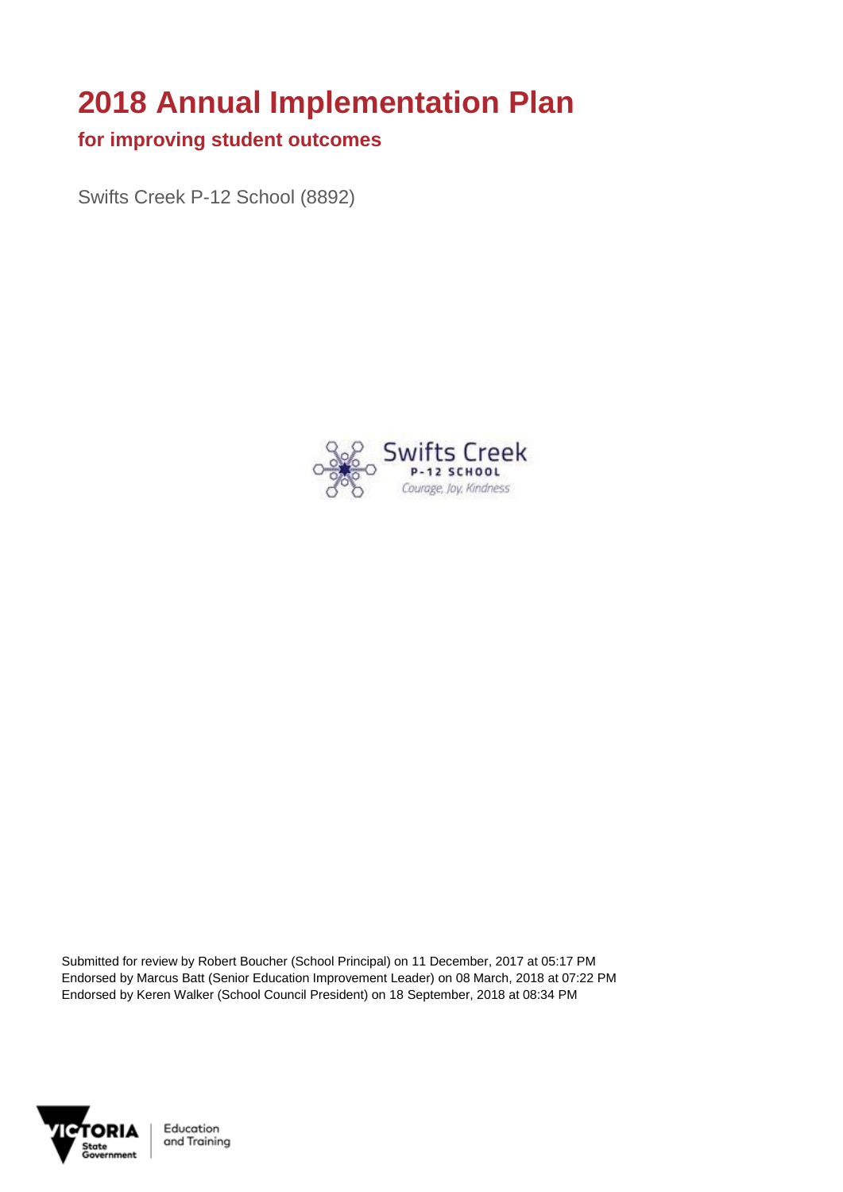# 2018 Annual Implementation Plan

## for improving student outcomes

Swifts Creek P-12 School (8892)

Submitted for review by Robert Boucher (School Principal) on 11 December, 2017 at 05:17 PM
Endorsed by Marcus Batt (Senior Education Improvement Leader) on 08 March, 2018 at 07:22 PM
Endorsed by Keren Walker (School Council President) on 18 September, 2018 at 08:34 PM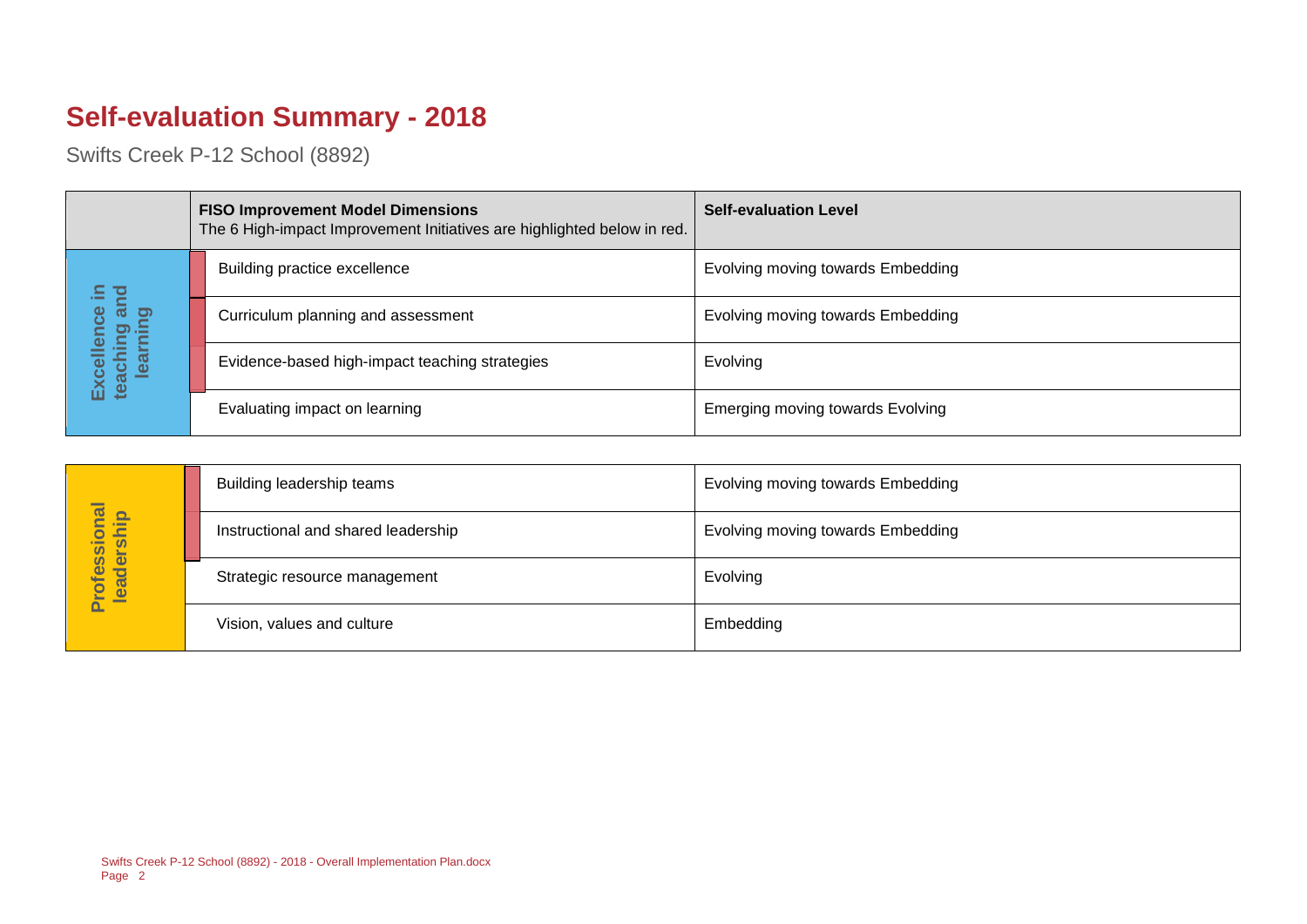# Self-evaluation Summary - 2018

Swifts Creek P-12 School (8892)

| | FISO Improvement Model Dimensions<br>The 6 High-impact Improvement Initiatives are highlighted below in red. | Self-evaluation Level |
|---|---|---|
| Excellence in teaching and learning | Building practice excellence | Evolving moving towards Embedding |
| | Curriculum planning and assessment | Evolving moving towards Embedding |
| | Evidence-based high-impact teaching strategies | Evolving |
| | Evaluating impact on learning | Emerging moving towards Evolving |

| | | |
|---|---|---|
| Professional leadership | Building leadership teams | Evolving moving towards Embedding |
| | Instructional and shared leadership | Evolving moving towards Embedding |
| | Strategic resource management | Evolving |
| | Vision, values and culture | Embedding |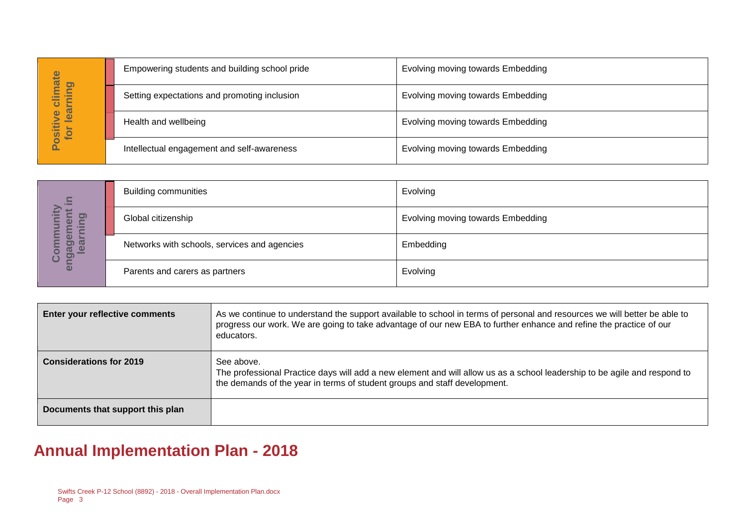| Positive climate for learning | |
|---|---|
| Empowering students and building school pride | Evolving moving towards Embedding |
| Setting expectations and promoting inclusion | Evolving moving towards Embedding |
| Health and wellbeing | Evolving moving towards Embedding |
| Intellectual engagement and self-awareness | Evolving moving towards Embedding |

| Community engagement in learning | |
|---|---|
| Building communities | Evolving |
| Global citizenship | Evolving moving towards Embedding |
| Networks with schools, services and agencies | Embedding |
| Parents and carers as partners | Evolving |

| | |
|---|---|
| **Enter your reflective comments** | As we continue to understand the support available to school in terms of personal and resources we will better be able to progress our work. We are going to take advantage of our new EBA to further enhance and refine the practice of our educators. |
| **Considerations for 2019** | See above.<br>The professional Practice days will add a new element and will allow us as a school leadership to be agile and respond to the demands of the year in terms of student groups and staff development. |
| **Documents that support this plan** | |

## Annual Implementation Plan - 2018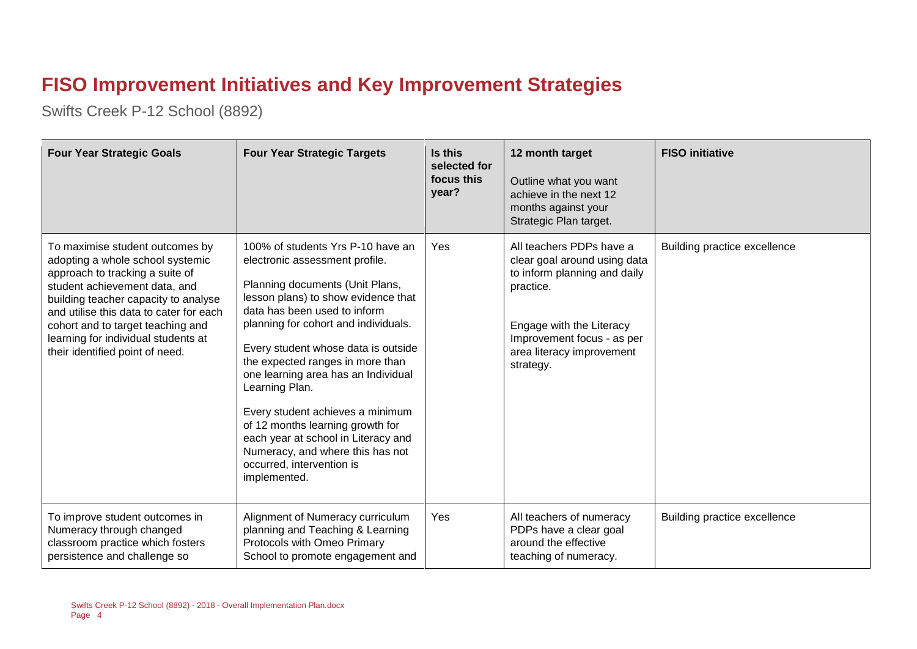# FISO Improvement Initiatives and Key Improvement Strategies

Swifts Creek P-12 School (8892)

| Four Year Strategic Goals | Four Year Strategic Targets | Is this selected for focus this year? | 12 month target<br><br>Outline what you want achieve in the next 12 months against your Strategic Plan target. | FISO initiative |
|---|---|---|---|---|
| To maximise student outcomes by adopting a whole school systemic approach to tracking a suite of student achievement data, and building teacher capacity to analyse and utilise this data to cater for each cohort and to target teaching and learning for individual students at their identified point of need. | 100% of students Yrs P-10 have an electronic assessment profile.<br><br>Planning documents (Unit Plans, lesson plans) to show evidence that data has been used to inform planning for cohort and individuals.<br><br>Every student whose data is outside the expected ranges in more than one learning area has an Individual Learning Plan.<br><br>Every student achieves a minimum of 12 months learning growth for each year at school in Literacy and Numeracy, and where this has not occurred, intervention is implemented. | Yes | All teachers PDPs have a clear goal around using data to inform planning and daily practice.<br><br>Engage with the Literacy Improvement focus - as per area literacy improvement strategy. | Building practice excellence |
| To improve student outcomes in Numeracy through changed classroom practice which fosters persistence and challenge so | Alignment of Numeracy curriculum planning and Teaching & Learning Protocols with Omeo Primary School to promote engagement and | Yes | All teachers of numeracy PDPs have a clear goal around the effective teaching of numeracy. | Building practice excellence |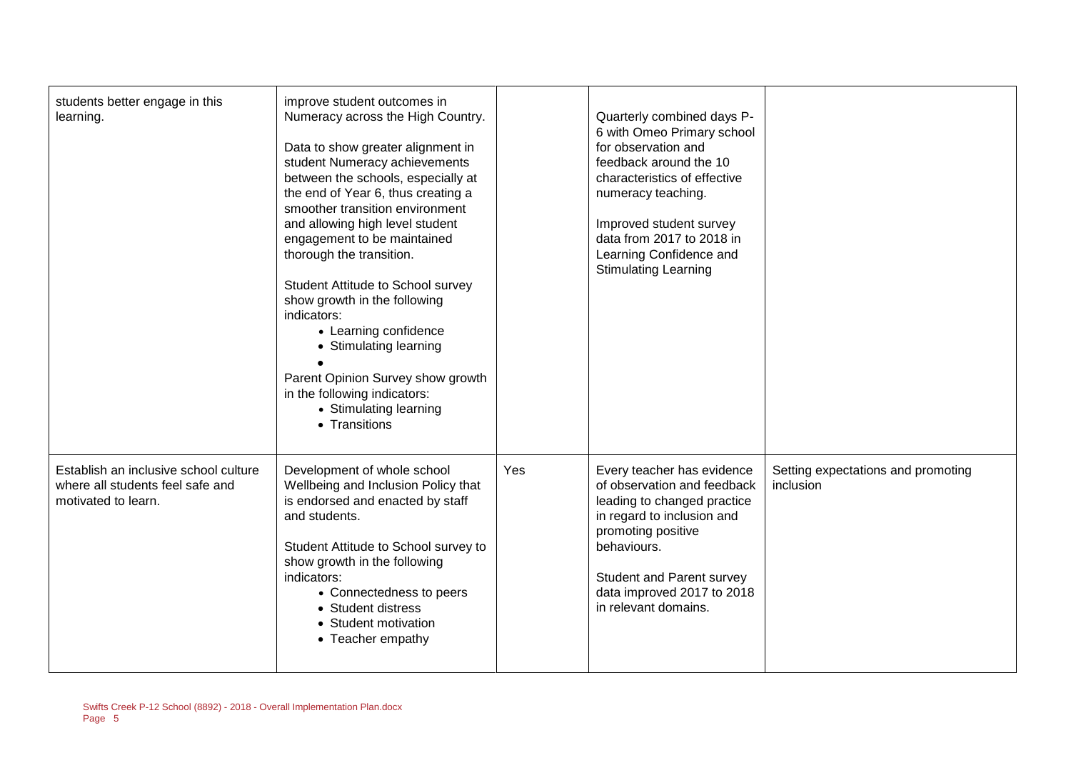| | | | | |
|---|---|---|---|---|
| students better engage in this learning. | improve student outcomes in Numeracy across the High Country.<br><br>Data to show greater alignment in student Numeracy achievements between the schools, especially at the end of Year 6, thus creating a smoother transition environment and allowing high level student engagement to be maintained thorough the transition.<br><br>Student Attitude to School survey show growth in the following indicators:<br>• Learning confidence<br>• Stimulating learning<br>•<br>Parent Opinion Survey show growth in the following indicators:<br>• Stimulating learning<br>• Transitions | | Quarterly combined days P-6 with Omeo Primary school for observation and feedback around the 10 characteristics of effective numeracy teaching.<br><br>Improved student survey data from 2017 to 2018 in Learning Confidence and Stimulating Learning | |
| Establish an inclusive school culture where all students feel safe and motivated to learn. | Development of whole school Wellbeing and Inclusion Policy that is endorsed and enacted by staff and students.<br><br>Student Attitude to School survey to show growth in the following indicators:<br>• Connectedness to peers<br>• Student distress<br>• Student motivation<br>• Teacher empathy | Yes | Every teacher has evidence of observation and feedback leading to changed practice in regard to inclusion and promoting positive behaviours.<br><br>Student and Parent survey data improved 2017 to 2018 in relevant domains. | Setting expectations and promoting inclusion |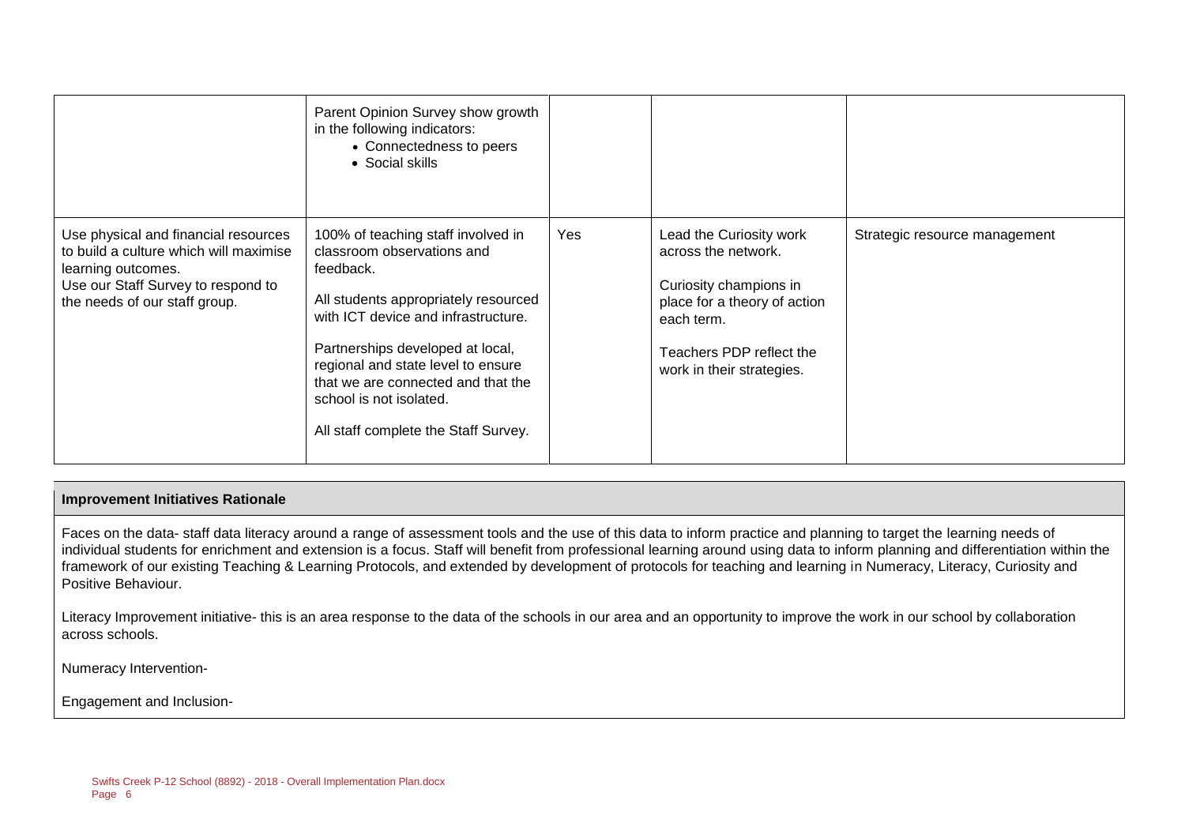| | | | | |
|---|---|---|---|---|
| | Parent Opinion Survey show growth in the following indicators:<br>• Connectedness to peers<br>• Social skills | | | |
| Use physical and financial resources to build a culture which will maximise learning outcomes.<br>Use our Staff Survey to respond to the needs of our staff group. | 100% of teaching staff involved in classroom observations and feedback.<br><br>All students appropriately resourced with ICT device and infrastructure.<br><br>Partnerships developed at local, regional and state level to ensure that we are connected and that the school is not isolated.<br><br>All staff complete the Staff Survey. | Yes | Lead the Curiosity work across the network.<br><br>Curiosity champions in place for a theory of action each term.<br><br>Teachers PDP reflect the work in their strategies. | Strategic resource management |

**Improvement Initiatives Rationale**

Faces on the data- staff data literacy around a range of assessment tools and the use of this data to inform practice and planning to target the learning needs of individual students for enrichment and extension is a focus. Staff will benefit from professional learning around using data to inform planning and differentiation within the framework of our existing Teaching & Learning Protocols, and extended by development of protocols for teaching and learning in Numeracy, Literacy, Curiosity and Positive Behaviour.

Literacy Improvement initiative- this is an area response to the data of the schools in our area and an opportunity to improve the work in our school by collaboration across schools.

Numeracy Intervention-

Engagement and Inclusion-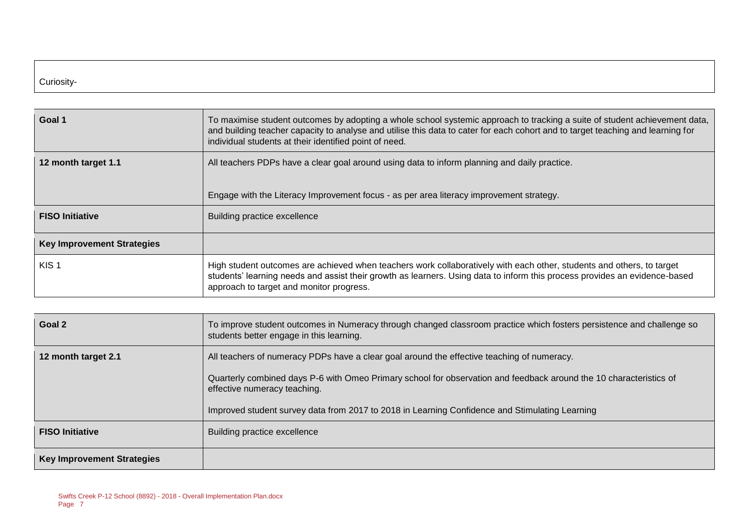| Curiosity- |
| --- |

| Goal 1 | To maximise student outcomes by adopting a whole school systemic approach to tracking a suite of student achievement data, and building teacher capacity to analyse and utilise this data to cater for each cohort and to target teaching and learning for individual students at their identified point of need. |
| --- | --- |
| 12 month target 1.1 | All teachers PDPs have a clear goal around using data to inform planning and daily practice.<br><br>Engage with the Literacy Improvement focus - as per area literacy improvement strategy. |
| FISO Initiative | Building practice excellence |
| Key Improvement Strategies | |
| KIS 1 | High student outcomes are achieved when teachers work collaboratively with each other, students and others, to target students' learning needs and assist their growth as learners. Using data to inform this process provides an evidence-based approach to target and monitor progress. |

| Goal 2 | To improve student outcomes in Numeracy through changed classroom practice which fosters persistence and challenge so students better engage in this learning. |
| --- | --- |
| 12 month target 2.1 | All teachers of numeracy PDPs have a clear goal around the effective teaching of numeracy.<br><br>Quarterly combined days P-6 with Omeo Primary school for observation and feedback around the 10 characteristics of effective numeracy teaching.<br><br>Improved student survey data from 2017 to 2018 in Learning Confidence and Stimulating Learning |
| FISO Initiative | Building practice excellence |
| Key Improvement Strategies | |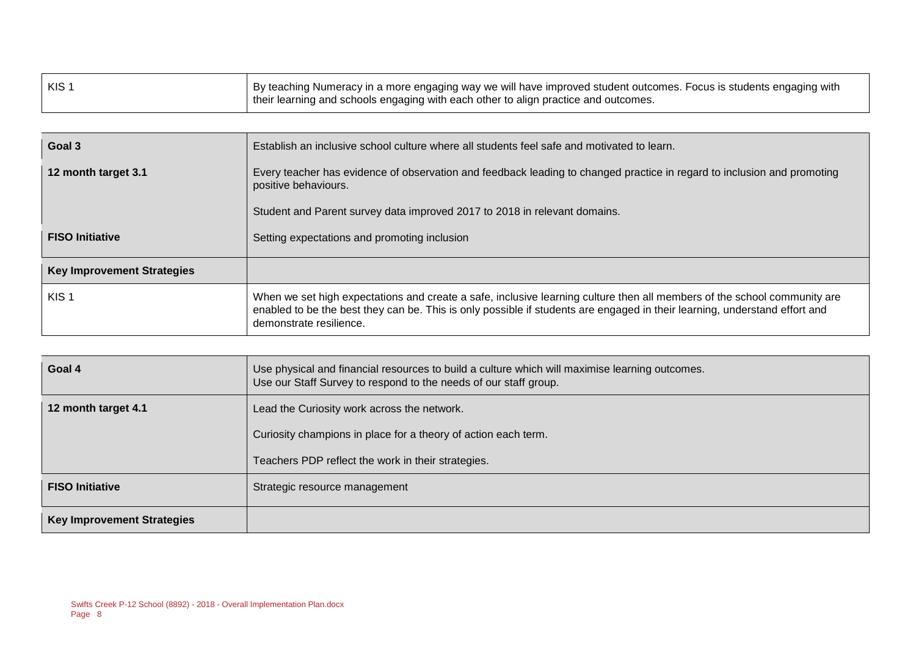| KIS 1 | By teaching Numeracy in a more engaging way we will have improved student outcomes. Focus is students engaging with their learning and schools engaging with each other to align practice and outcomes. |
|---|---|

| Goal 3 | Establish an inclusive school culture where all students feel safe and motivated to learn. |
|---|---|
| 12 month target 3.1 | Every teacher has evidence of observation and feedback leading to changed practice in regard to inclusion and promoting positive behaviours.<br><br>Student and Parent survey data improved 2017 to 2018 in relevant domains. |
| FISO Initiative | Setting expectations and promoting inclusion |
| Key Improvement Strategies | |
| KIS 1 | When we set high expectations and create a safe, inclusive learning culture then all members of the school community are enabled to be the best they can be. This is only possible if students are engaged in their learning, understand effort and demonstrate resilience. |

| Goal 4 | Use physical and financial resources to build a culture which will maximise learning outcomes.<br>Use our Staff Survey to respond to the needs of our staff group. |
|---|---|
| 12 month target 4.1 | Lead the Curiosity work across the network.<br><br>Curiosity champions in place for a theory of action each term.<br><br>Teachers PDP reflect the work in their strategies. |
| FISO Initiative | Strategic resource management |
| Key Improvement Strategies | |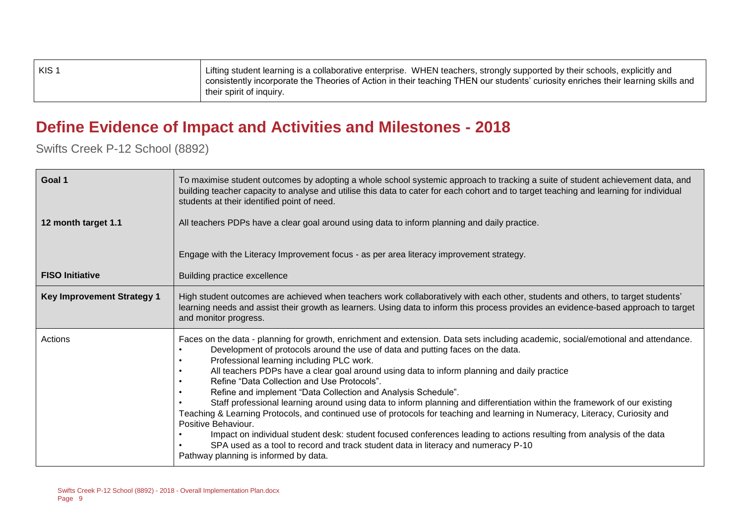| KIS 1 | Lifting student learning is a collaborative enterprise. WHEN teachers, strongly supported by their schools, explicitly and consistently incorporate the Theories of Action in their teaching THEN our students' curiosity enriches their learning skills and their spirit of inquiry. |
|---|---|

## Define Evidence of Impact and Activities and Milestones - 2018

Swifts Creek P-12 School (8892)

| **Goal 1** | To maximise student outcomes by adopting a whole school systemic approach to tracking a suite of student achievement data, and building teacher capacity to analyse and utilise this data to cater for each cohort and to target teaching and learning for individual students at their identified point of need. |
|---|---|
| **12 month target 1.1** | All teachers PDPs have a clear goal around using data to inform planning and daily practice.<br><br>Engage with the Literacy Improvement focus - as per area literacy improvement strategy. |
| **FISO Initiative** | Building practice excellence |
| **Key Improvement Strategy 1** | High student outcomes are achieved when teachers work collaboratively with each other, students and others, to target students' learning needs and assist their growth as learners. Using data to inform this process provides an evidence-based approach to target and monitor progress. |
| Actions | Faces on the data - planning for growth, enrichment and extension. Data sets including academic, social/emotional and attendance.<br>• Development of protocols around the use of data and putting faces on the data.<br>• Professional learning including PLC work.<br>• All teachers PDPs have a clear goal around using data to inform planning and daily practice<br>• Refine "Data Collection and Use Protocols".<br>• Refine and implement "Data Collection and Analysis Schedule".<br>• Staff professional learning around using data to inform planning and differentiation within the framework of our existing Teaching & Learning Protocols, and continued use of protocols for teaching and learning in Numeracy, Literacy, Curiosity and Positive Behaviour.<br>• Impact on individual student desk: student focused conferences leading to actions resulting from analysis of the data<br>• SPA used as a tool to record and track student data in literacy and numeracy P-10<br>Pathway planning is informed by data. |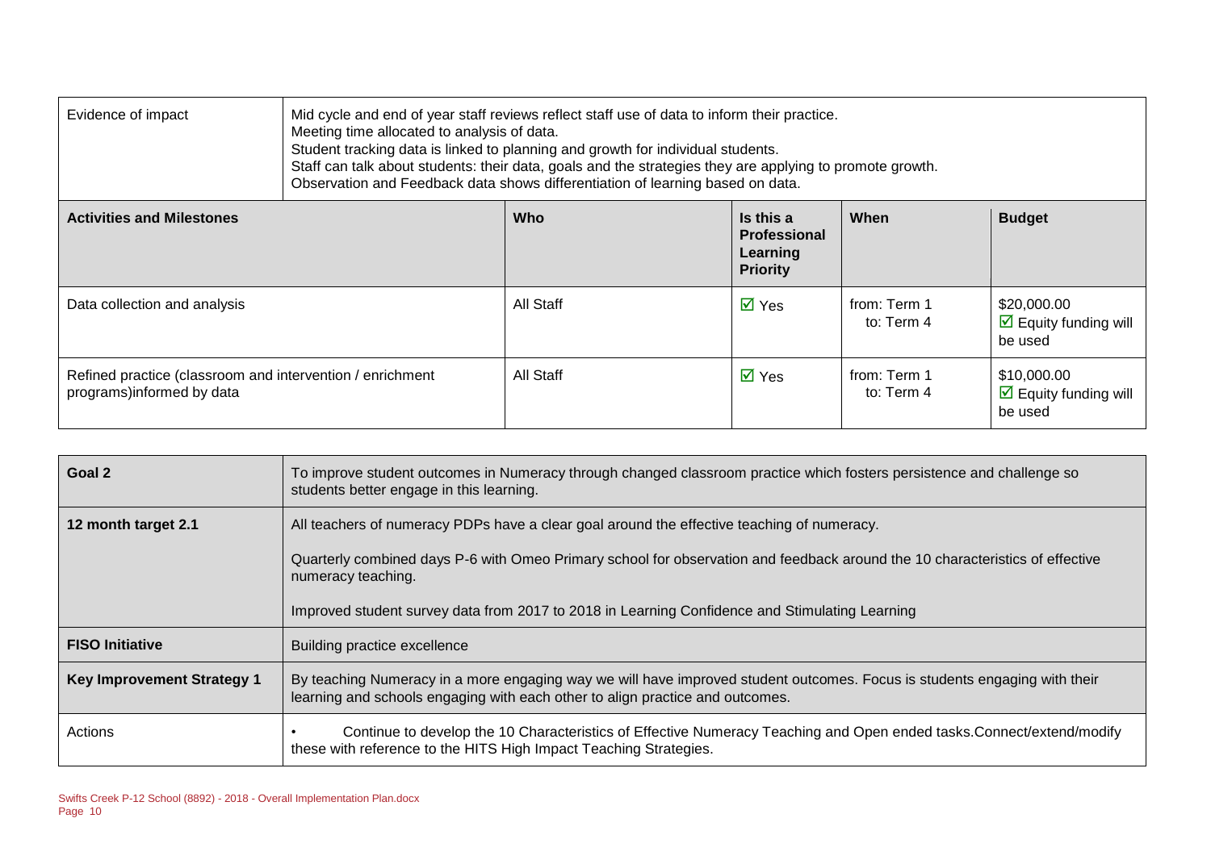| Evidence of impact | Mid cycle and end of year staff reviews reflect staff use of data to inform their practice.<br>Meeting time allocated to analysis of data.<br>Student tracking data is linked to planning and growth for individual students.<br>Staff can talk about students: their data, goals and the strategies they are applying to promote growth.<br>Observation and Feedback data shows differentiation of learning based on data. | | | |
|---|---|---|---|---|
| **Activities and Milestones** | **Who** | **Is this a Professional Learning Priority** | **When** | **Budget** |
| Data collection and analysis | All Staff | ☑ Yes | from: Term 1<br>to: Term 4 | \$20,000.00<br>☑ Equity funding will be used |
| Refined practice (classroom and intervention / enrichment programs)informed by data | All Staff | ☑ Yes | from: Term 1<br>to: Term 4 | \$10,000.00<br>☑ Equity funding will be used |

| **Goal 2** | To improve student outcomes in Numeracy through changed classroom practice which fosters persistence and challenge so students better engage in this learning. |
|---|---|
| **12 month target 2.1** | All teachers of numeracy PDPs have a clear goal around the effective teaching of numeracy.<br><br>Quarterly combined days P-6 with Omeo Primary school for observation and feedback around the 10 characteristics of effective numeracy teaching.<br><br>Improved student survey data from 2017 to 2018 in Learning Confidence and Stimulating Learning |
| **FISO Initiative** | Building practice excellence |
| **Key Improvement Strategy 1** | By teaching Numeracy in a more engaging way we will have improved student outcomes. Focus is students engaging with their learning and schools engaging with each other to align practice and outcomes. |
| Actions | • Continue to develop the 10 Characteristics of Effective Numeracy Teaching and Open ended tasks.Connect/extend/modify these with reference to the HITS High Impact Teaching Strategies. |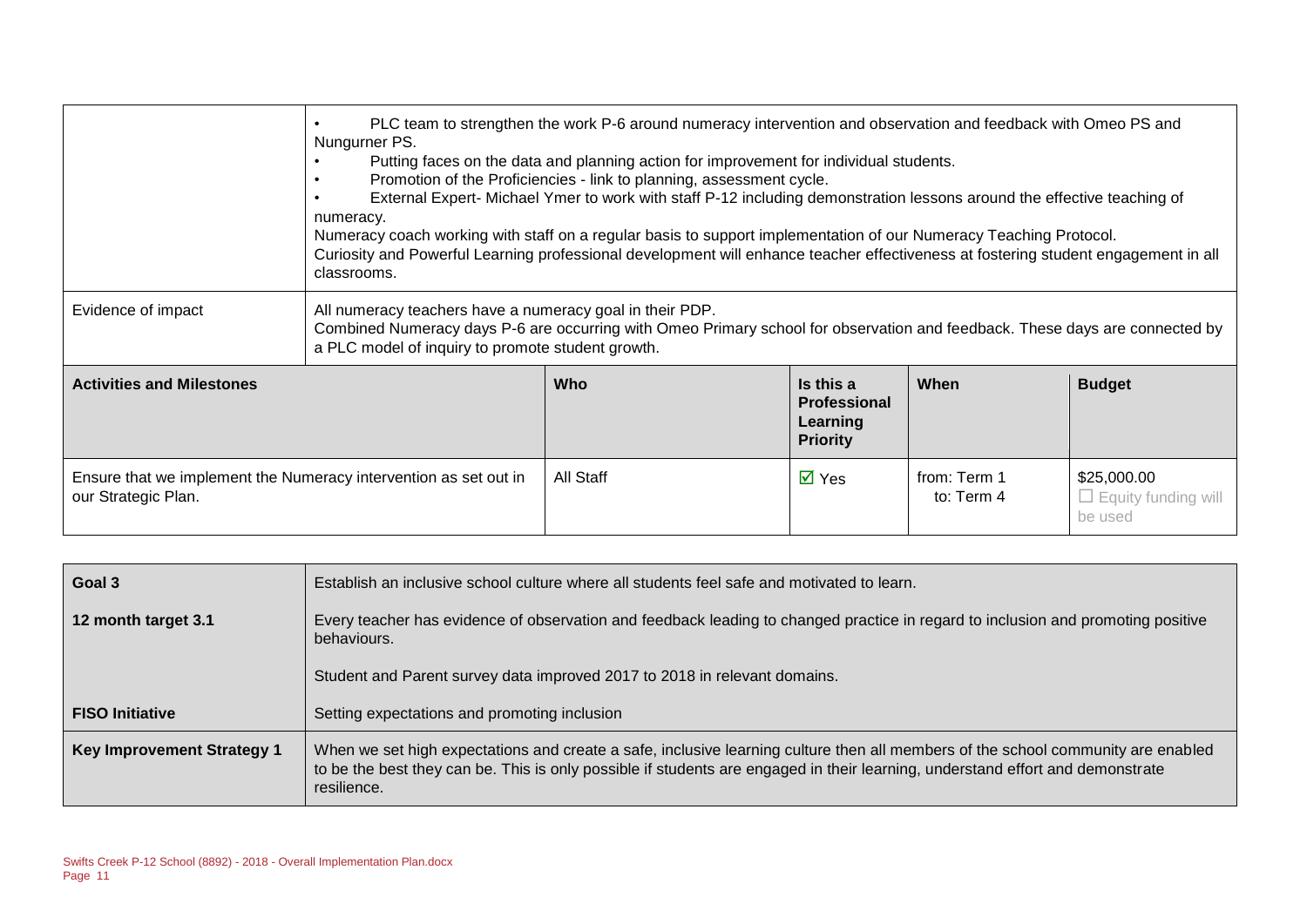| | |
|---|---|
| | • PLC team to strengthen the work P-6 around numeracy intervention and observation and feedback with Omeo PS and Nungurner PS.<br>• Putting faces on the data and planning action for improvement for individual students.<br>• Promotion of the Proficiencies - link to planning, assessment cycle.<br>• External Expert- Michael Ymer to work with staff P-12 including demonstration lessons around the effective teaching of numeracy.<br>Numeracy coach working with staff on a regular basis to support implementation of our Numeracy Teaching Protocol.<br>Curiosity and Powerful Learning professional development will enhance teacher effectiveness at fostering student engagement in all classrooms. |
| Evidence of impact | All numeracy teachers have a numeracy goal in their PDP.<br>Combined Numeracy days P-6 are occurring with Omeo Primary school for observation and feedback. These days are connected by a PLC model of inquiry to promote student growth. |

| Activities and Milestones | Who | Is this a Professional Learning Priority | When | Budget |
|---|---|---|---|---|
| Ensure that we implement the Numeracy intervention as set out in our Strategic Plan. | All Staff | ☑ Yes | from: Term 1<br>to: Term 4 | $25,000.00<br>☐ Equity funding will be used |

| | |
|---|---|
| **Goal 3** | Establish an inclusive school culture where all students feel safe and motivated to learn. |
| **12 month target 3.1** | Every teacher has evidence of observation and feedback leading to changed practice in regard to inclusion and promoting positive behaviours.<br><br>Student and Parent survey data improved 2017 to 2018 in relevant domains. |
| **FISO Initiative** | Setting expectations and promoting inclusion |
| **Key Improvement Strategy 1** | When we set high expectations and create a safe, inclusive learning culture then all members of the school community are enabled to be the best they can be. This is only possible if students are engaged in their learning, understand effort and demonstrate resilience. |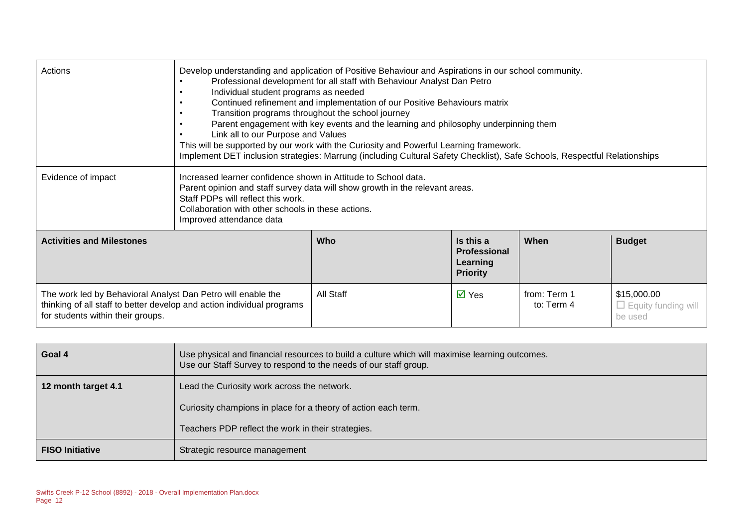| Actions | Develop understanding and application of Positive Behaviour and Aspirations in our school community.<br>• Professional development for all staff with Behaviour Analyst Dan Petro<br>• Individual student programs as needed<br>• Continued refinement and implementation of our Positive Behaviours matrix<br>• Transition programs throughout the school journey<br>• Parent engagement with key events and the learning and philosophy underpinning them<br>• Link all to our Purpose and Values<br>This will be supported by our work with the Curiosity and Powerful Learning framework.<br>Implement DET inclusion strategies: Marrung (including Cultural Safety Checklist), Safe Schools, Respectful Relationships |
|---|---|
| Evidence of impact | Increased learner confidence shown in Attitude to School data.<br>Parent opinion and staff survey data will show growth in the relevant areas.<br>Staff PDPs will reflect this work.<br>Collaboration with other schools in these actions.<br>Improved attendance data |

| **Activities and Milestones** | **Who** | **Is this a Professional Learning Priority** | **When** | **Budget** |
|---|---|---|---|---|
| The work led by Behavioral Analyst Dan Petro will enable the thinking of all staff to better develop and action individual programs for students within their groups. | All Staff | ☑ Yes | from: Term 1<br>to: Term 4 | $15,000.00<br>☐ Equity funding will be used |

| **Goal 4** | Use physical and financial resources to build a culture which will maximise learning outcomes.<br>Use our Staff Survey to respond to the needs of our staff group. |
|---|---|
| **12 month target 4.1** | Lead the Curiosity work across the network.<br><br>Curiosity champions in place for a theory of action each term.<br><br>Teachers PDP reflect the work in their strategies. |
| **FISO Initiative** | Strategic resource management |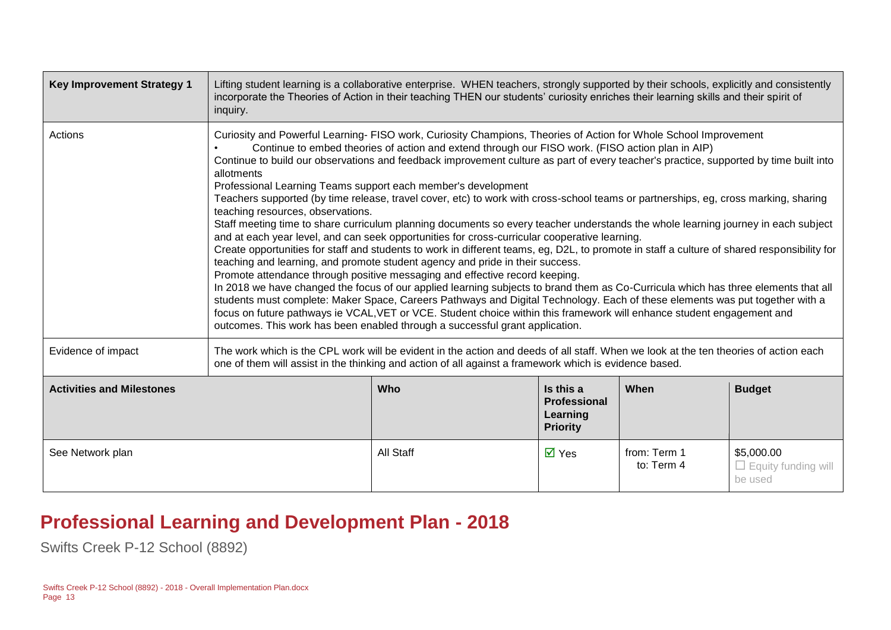| Key Improvement Strategy 1 | Lifting student learning is a collaborative enterprise. WHEN teachers, strongly supported by their schools, explicitly and consistently incorporate the Theories of Action in their teaching THEN our students' curiosity enriches their learning skills and their spirit of inquiry. | | | | |
|---|---|---|---|---|---|
| Actions | Curiosity and Powerful Learning- FISO work, Curiosity Champions, Theories of Action for Whole School Improvement<br>• Continue to embed theories of action and extend through our FISO work. (FISO action plan in AIP)<br>Continue to build our observations and feedback improvement culture as part of every teacher's practice, supported by time built into allotments<br>Professional Learning Teams support each member's development<br>Teachers supported (by time release, travel cover, etc) to work with cross-school teams or partnerships, eg, cross marking, sharing teaching resources, observations.<br>Staff meeting time to share curriculum planning documents so every teacher understands the whole learning journey in each subject and at each year level, and can seek opportunities for cross-curricular cooperative learning.<br>Create opportunities for staff and students to work in different teams, eg, D2L, to promote in staff a culture of shared responsibility for teaching and learning, and promote student agency and pride in their success.<br>Promote attendance through positive messaging and effective record keeping.<br>In 2018 we have changed the focus of our applied learning subjects to brand them as Co-Curricula which has three elements that all students must complete: Maker Space, Careers Pathways and Digital Technology. Each of these elements was put together with a focus on future pathways ie VCAL,VET or VCE. Student choice within this framework will enhance student engagement and outcomes. This work has been enabled through a successful grant application. | | | | |
| Evidence of impact | The work which is the CPL work will be evident in the action and deeds of all staff. When we look at the ten theories of action each one of them will assist in the thinking and action of all against a framework which is evidence based. | | | | |
| **Activities and Milestones** | | **Who** | **Is this a Professional Learning Priority** | **When** | **Budget** |
| See Network plan | | All Staff | ☑ Yes | from: Term 1<br>to: Term 4 | $5,000.00<br>☐ Equity funding will be used |

# Professional Learning and Development Plan - 2018

Swifts Creek P-12 School (8892)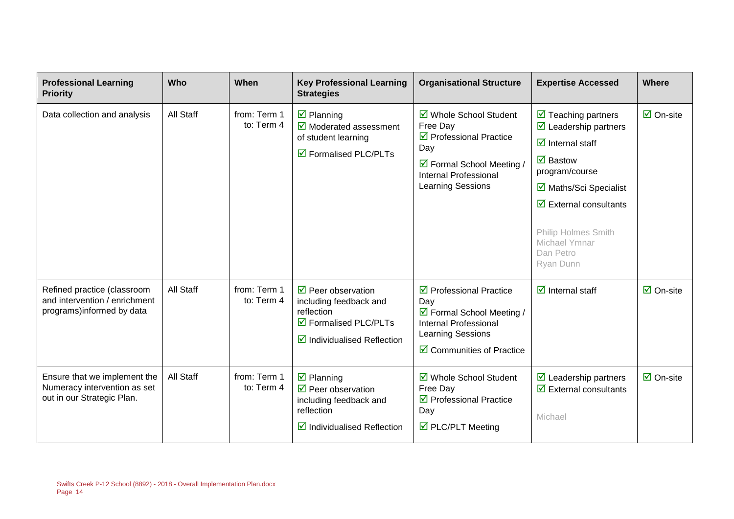| Professional Learning Priority | Who | When | Key Professional Learning Strategies | Organisational Structure | Expertise Accessed | Where |
|---|---|---|---|---|---|---|
| Data collection and analysis | All Staff | from: Term 1<br>to: Term 4 | ☑ Planning<br>☑ Moderated assessment of student learning<br>☑ Formalised PLC/PLTs | ☑ Whole School Student Free Day<br>☑ Professional Practice Day<br>☑ Formal School Meeting / Internal Professional Learning Sessions | ☑ Teaching partners<br>☑ Leadership partners<br>☑ Internal staff<br>☑ Bastow program/course<br>☑ Maths/Sci Specialist<br>☑ External consultants<br><br>Philip Holmes Smith<br>Michael Ymnar<br>Dan Petro<br>Ryan Dunn | ☑ On-site |
| Refined practice (classroom and intervention / enrichment programs)informed by data | All Staff | from: Term 1<br>to: Term 4 | ☑ Peer observation including feedback and reflection<br>☑ Formalised PLC/PLTs<br>☑ Individualised Reflection | ☑ Professional Practice Day<br>☑ Formal School Meeting / Internal Professional Learning Sessions<br>☑ Communities of Practice | ☑ Internal staff | ☑ On-site |
| Ensure that we implement the Numeracy intervention as set out in our Strategic Plan. | All Staff | from: Term 1<br>to: Term 4 | ☑ Planning<br>☑ Peer observation including feedback and reflection<br>☑ Individualised Reflection | ☑ Whole School Student Free Day<br>☑ Professional Practice Day<br>☑ PLC/PLT Meeting | ☑ Leadership partners<br>☑ External consultants<br><br>Michael | ☑ On-site |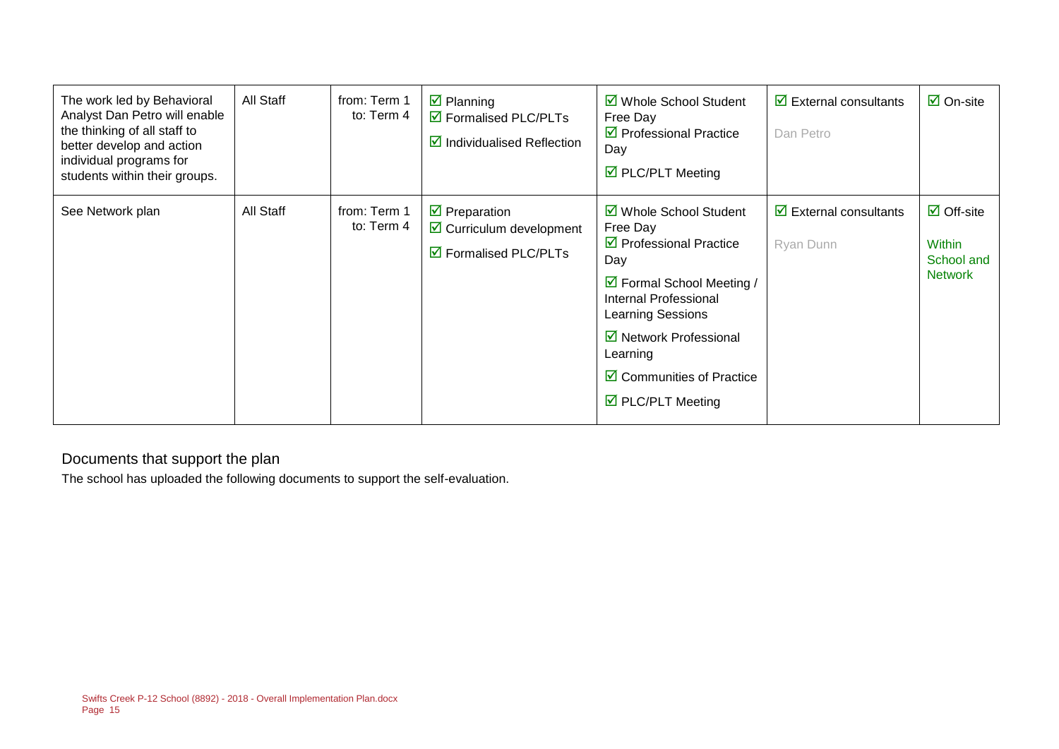| | | | | | | |
|---|---|---|---|---|---|---|
| The work led by Behavioral Analyst Dan Petro will enable the thinking of all staff to better develop and action individual programs for students within their groups. | All Staff | from: Term 1 to: Term 4 | ☑ Planning ☑ Formalised PLC/PLTs ☑ Individualised Reflection | ☑ Whole School Student Free Day ☑ Professional Practice Day ☑ PLC/PLT Meeting | ☑ External consultants Dan Petro | ☑ On-site |
| See Network plan | All Staff | from: Term 1 to: Term 4 | ☑ Preparation ☑ Curriculum development ☑ Formalised PLC/PLTs | ☑ Whole School Student Free Day ☑ Professional Practice Day ☑ Formal School Meeting / Internal Professional Learning Sessions ☑ Network Professional Learning ☑ Communities of Practice ☑ PLC/PLT Meeting | ☑ External consultants Ryan Dunn | ☑ Off-site Within School and Network |

## Documents that support the plan

The school has uploaded the following documents to support the self-evaluation.